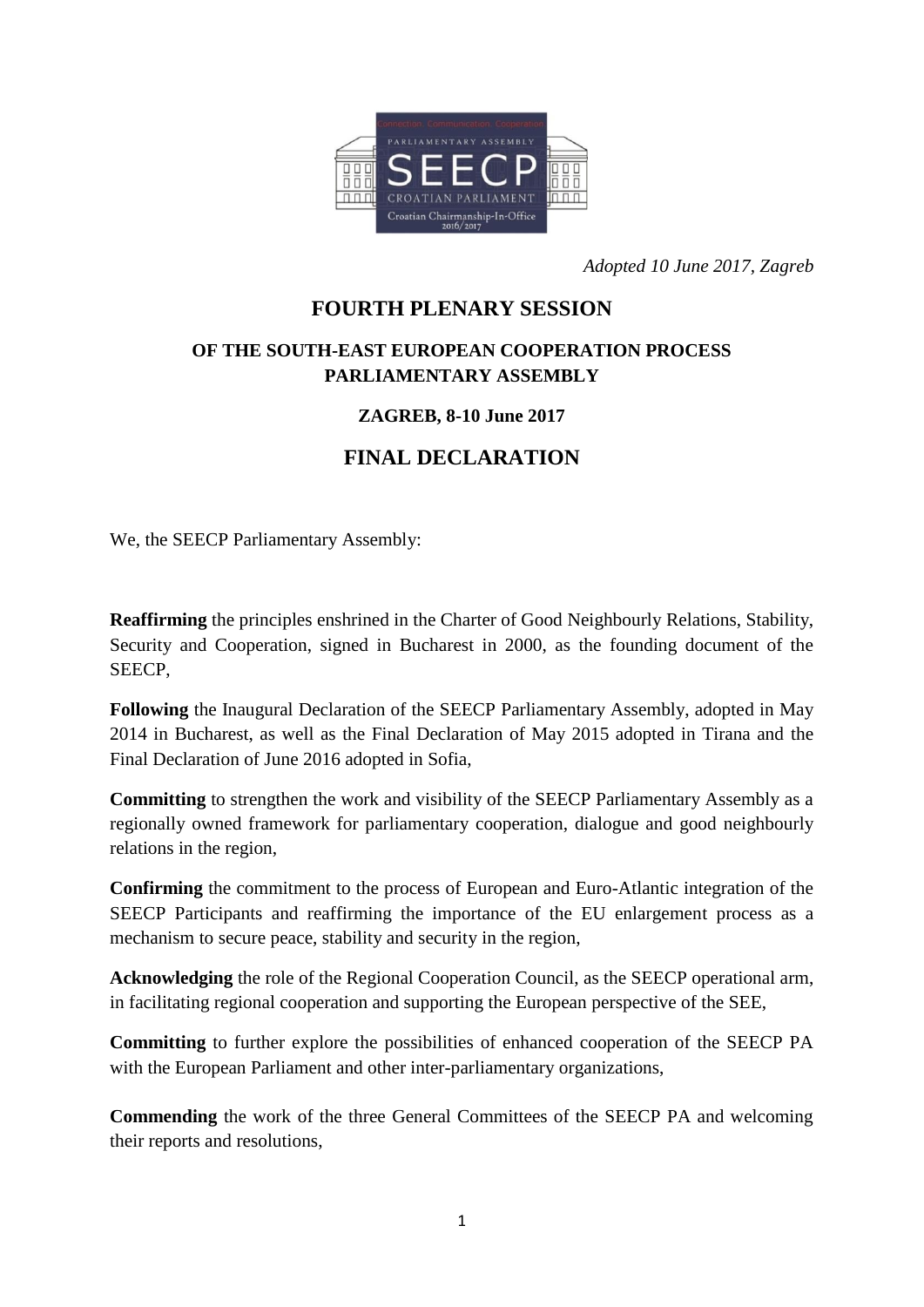*Adopted 10 June 2017, Zagreb*

# FOURTH PLENARY SESSION

### OF THE SOUTH-EAST EUROPEAN COOPERATION PROCESS PARLIAMENTARY ASSEMBLY

### ZAGREB, 8-10 June 2017

## FINAL DECLARATION

We, the SEECP Parliamentary Assembly:

**Reaffirming** the principles enshrined in the Charter of Good Neighbourly Relations, Stability, Security and Cooperation, signed in Bucharest in 2000, as the founding document of the SEECP,

**Following** the Inaugural Declaration of the SEECP Parliamentary Assembly, adopted in May 2014 in Bucharest, as well as the Final Declaration of May 2015 adopted in Tirana and the Final Declaration of June 2016 adopted in Sofia,

**Committing** to strengthen the work and visibility of the SEECP Parliamentary Assembly as a regionally owned framework for parliamentary cooperation, dialogue and good neighbourly relations in the region,

**Confirming** the commitment to the process of European and Euro-Atlantic integration of the SEECP Participants and reaffirming the importance of the EU enlargement process as a mechanism to secure peace, stability and security in the region,

**Acknowledging** the role of the Regional Cooperation Council, as the SEECP operational arm, in facilitating regional cooperation and supporting the European perspective of the SEE,

**Committing** to further explore the possibilities of enhanced cooperation of the SEECP PA with the European Parliament and other inter-parliamentary organizations,

**Commending** the work of the three General Committees of the SEECP PA and welcoming their reports and resolutions,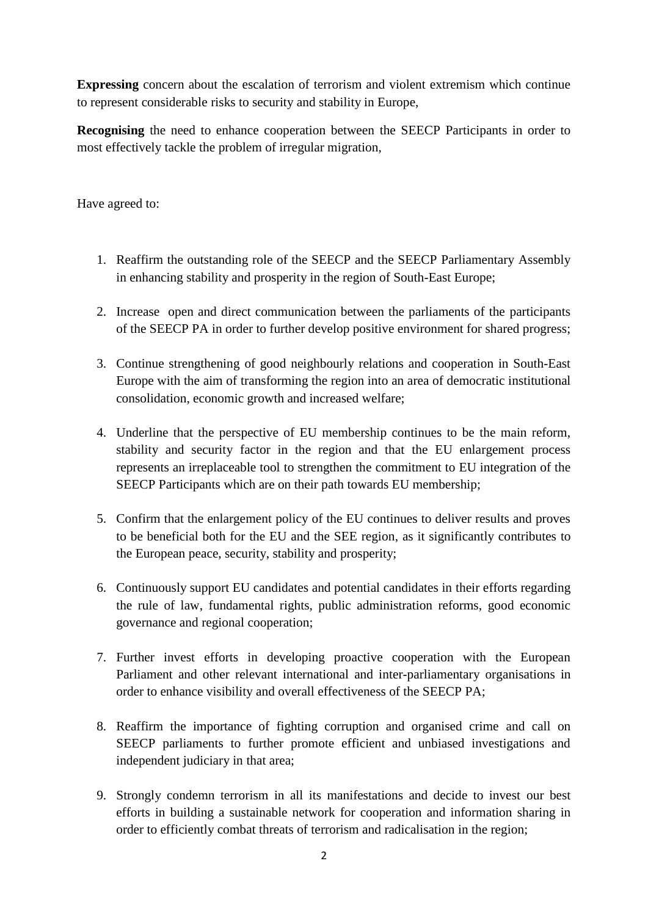**Expressing** concern about the escalation of terrorism and violent extremism which continue to represent considerable risks to security and stability in Europe,

**Recognising** the need to enhance cooperation between the SEECP Participants in order to most effectively tackle the problem of irregular migration,

Have agreed to:

1. Reaffirm the outstanding role of the SEECP and the SEECP Parliamentary Assembly in enhancing stability and prosperity in the region of South-East Europe;

2. Increase open and direct communication between the parliaments of the participants of the SEECP PA in order to further develop positive environment for shared progress;

3. Continue strengthening of good neighbourly relations and cooperation in South-East Europe with the aim of transforming the region into an area of democratic institutional consolidation, economic growth and increased welfare;

4. Underline that the perspective of EU membership continues to be the main reform, stability and security factor in the region and that the EU enlargement process represents an irreplaceable tool to strengthen the commitment to EU integration of the SEECP Participants which are on their path towards EU membership;

5. Confirm that the enlargement policy of the EU continues to deliver results and proves to be beneficial both for the EU and the SEE region, as it significantly contributes to the European peace, security, stability and prosperity;

6. Continuously support EU candidates and potential candidates in their efforts regarding the rule of law, fundamental rights, public administration reforms, good economic governance and regional cooperation;

7. Further invest efforts in developing proactive cooperation with the European Parliament and other relevant international and inter-parliamentary organisations in order to enhance visibility and overall effectiveness of the SEECP PA;

8. Reaffirm the importance of fighting corruption and organised crime and call on SEECP parliaments to further promote efficient and unbiased investigations and independent judiciary in that area;

9. Strongly condemn terrorism in all its manifestations and decide to invest our best efforts in building a sustainable network for cooperation and information sharing in order to efficiently combat threats of terrorism and radicalisation in the region;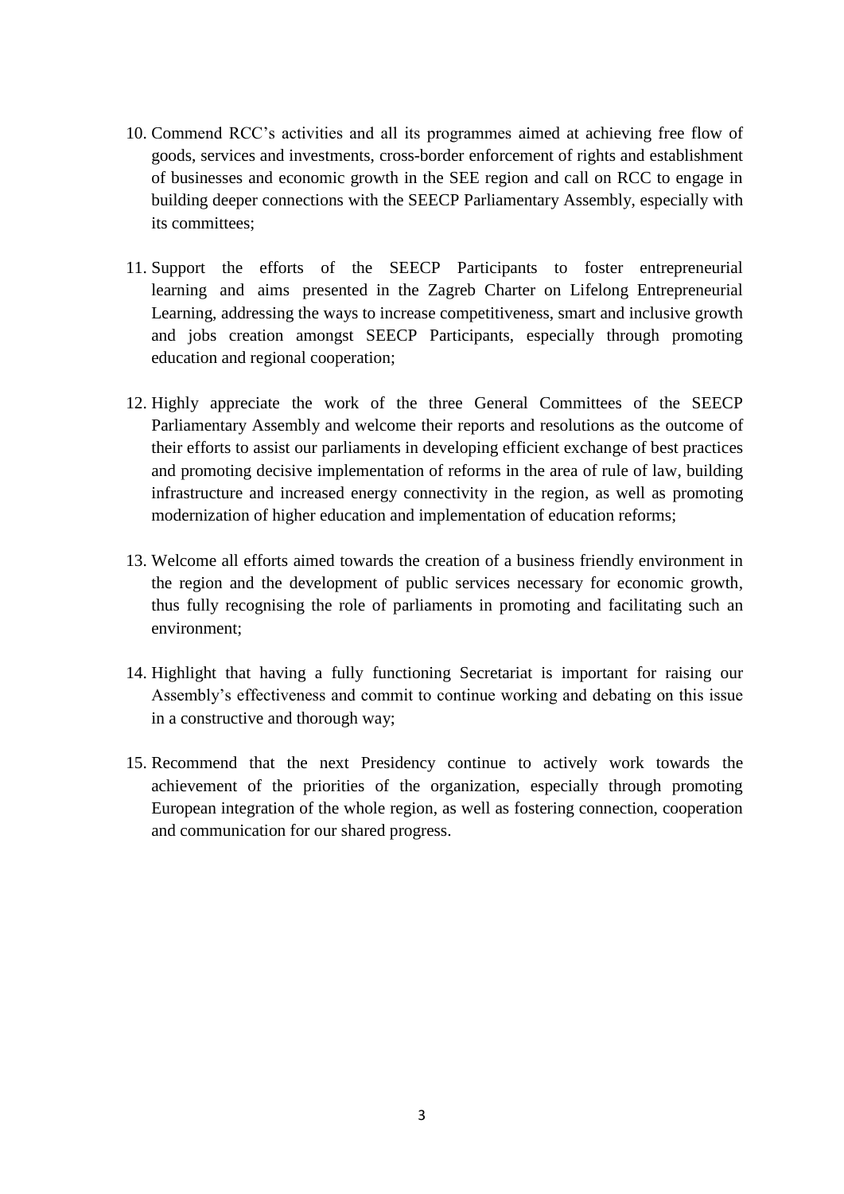10. Commend RCC's activities and all its programmes aimed at achieving free flow of goods, services and investments, cross-border enforcement of rights and establishment of businesses and economic growth in the SEE region and call on RCC to engage in building deeper connections with the SEECP Parliamentary Assembly, especially with its committees;

11. Support the efforts of the SEECP Participants to foster entrepreneurial learning and aims presented in the Zagreb Charter on Lifelong Entrepreneurial Learning, addressing the ways to increase competitiveness, smart and inclusive growth and jobs creation amongst SEECP Participants, especially through promoting education and regional cooperation;

12. Highly appreciate the work of the three General Committees of the SEECP Parliamentary Assembly and welcome their reports and resolutions as the outcome of their efforts to assist our parliaments in developing efficient exchange of best practices and promoting decisive implementation of reforms in the area of rule of law, building infrastructure and increased energy connectivity in the region, as well as promoting modernization of higher education and implementation of education reforms;

13. Welcome all efforts aimed towards the creation of a business friendly environment in the region and the development of public services necessary for economic growth, thus fully recognising the role of parliaments in promoting and facilitating such an environment;

14. Highlight that having a fully functioning Secretariat is important for raising our Assembly's effectiveness and commit to continue working and debating on this issue in a constructive and thorough way;

15. Recommend that the next Presidency continue to actively work towards the achievement of the priorities of the organization, especially through promoting European integration of the whole region, as well as fostering connection, cooperation and communication for our shared progress.